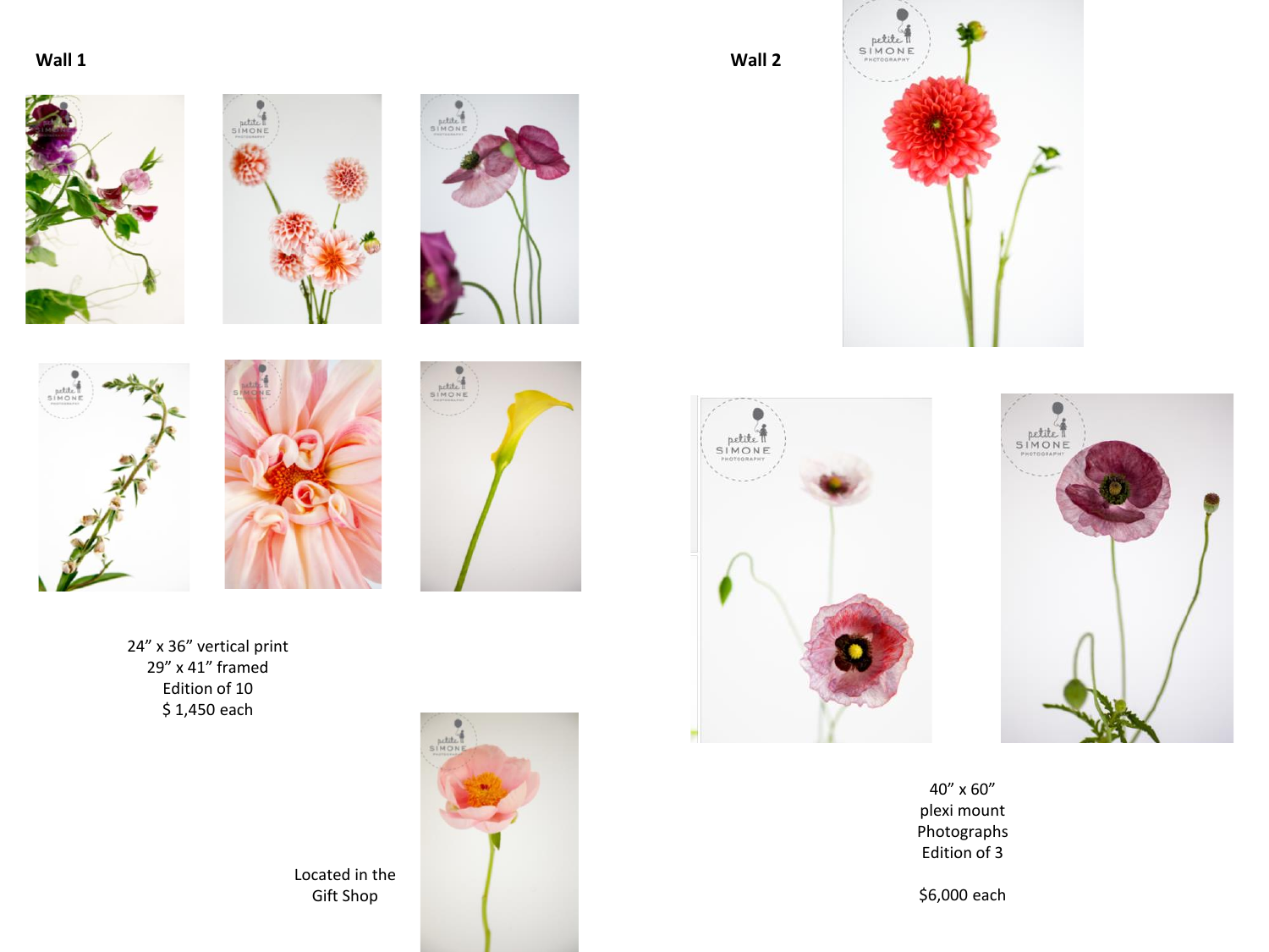**Wall 1**

24" x 36" vertical print
29" x 41" framed
Edition of 10
$ 1,450 each

Located in the
Gift Shop

**Wall 2**

40" x 60"
plexi mount
Photographs
Edition of 3

$6,000 each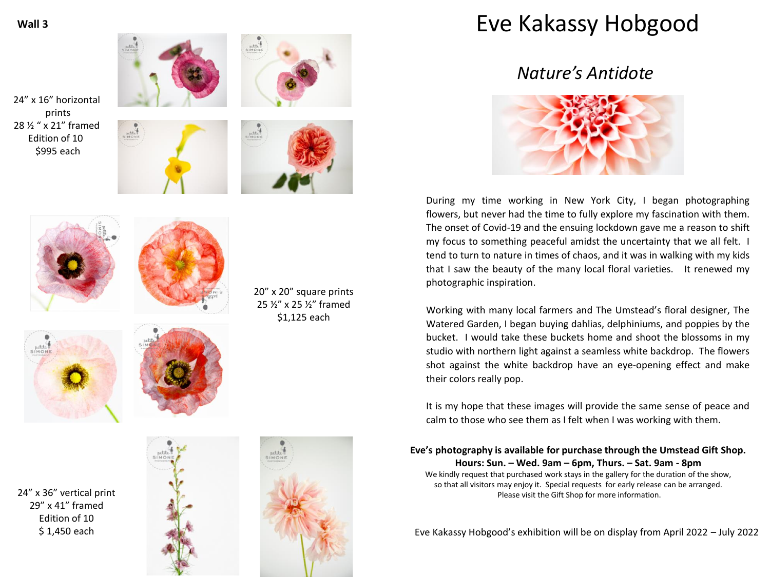**Wall 3**

24" x 16" horizontal prints
28 ½ " x 21" framed
Edition of 10
$995 each

20" x 20" square prints
25 ½" x 25 ½" framed
$1,125 each

24" x 36" vertical print
29" x 41" framed
Edition of 10
$ 1,450 each

# Eve Kakassy Hobgood

## *Nature's Antidote*

During my time working in New York City, I began photographing flowers, but never had the time to fully explore my fascination with them. The onset of Covid-19 and the ensuing lockdown gave me a reason to shift my focus to something peaceful amidst the uncertainty that we all felt. I tend to turn to nature in times of chaos, and it was in walking with my kids that I saw the beauty of the many local floral varieties. It renewed my photographic inspiration.

Working with many local farmers and The Umstead's floral designer, The Watered Garden, I began buying dahlias, delphiniums, and poppies by the bucket. I would take these buckets home and shoot the blossoms in my studio with northern light against a seamless white backdrop. The flowers shot against the white backdrop have an eye-opening effect and make their colors really pop.

It is my hope that these images will provide the same sense of peace and calm to those who see them as I felt when I was working with them.

**Eve's photography is available for purchase through the Umstead Gift Shop.**
**Hours: Sun. – Wed. 9am – 6pm, Thurs. – Sat. 9am - 8pm**

We kindly request that purchased work stays in the gallery for the duration of the show, so that all visitors may enjoy it. Special requests for early release can be arranged. Please visit the Gift Shop for more information.

Eve Kakassy Hobgood's exhibition will be on display from April 2022 – July 2022